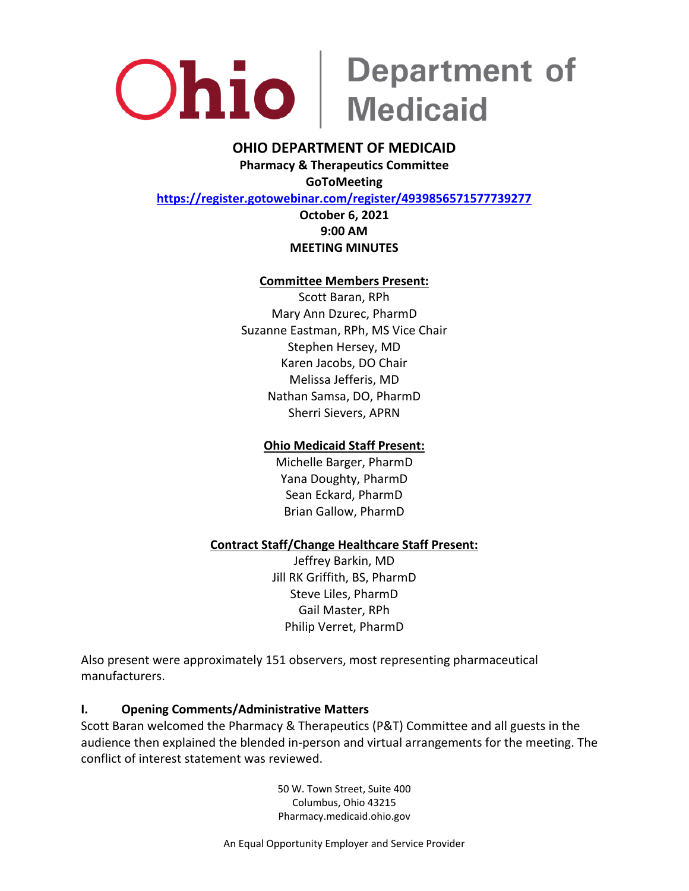# Ohio | Department of Medicaid

**OHIO DEPARTMENT OF MEDICAID**
**Pharmacy & Therapeutics Committee**
**GoToMeeting**
**https://register.gotowebinar.com/register/4939856571577739277**
**October 6, 2021**
**9:00 AM**
**MEETING MINUTES**

**Committee Members Present:**

Scott Baran, RPh
Mary Ann Dzurec, PharmD
Suzanne Eastman, RPh, MS Vice Chair
Stephen Hersey, MD
Karen Jacobs, DO Chair
Melissa Jefferis, MD
Nathan Samsa, DO, PharmD
Sherri Sievers, APRN

**Ohio Medicaid Staff Present:**

Michelle Barger, PharmD
Yana Doughty, PharmD
Sean Eckard, PharmD
Brian Gallow, PharmD

**Contract Staff/Change Healthcare Staff Present:**

Jeffrey Barkin, MD
Jill RK Griffith, BS, PharmD
Steve Liles, PharmD
Gail Master, RPh
Philip Verret, PharmD

Also present were approximately 151 observers, most representing pharmaceutical manufacturers.

## I. Opening Comments/Administrative Matters

Scott Baran welcomed the Pharmacy & Therapeutics (P&T) Committee and all guests in the audience then explained the blended in-person and virtual arrangements for the meeting. The conflict of interest statement was reviewed.

50 W. Town Street, Suite 400
Columbus, Ohio 43215
Pharmacy.medicaid.ohio.gov

An Equal Opportunity Employer and Service Provider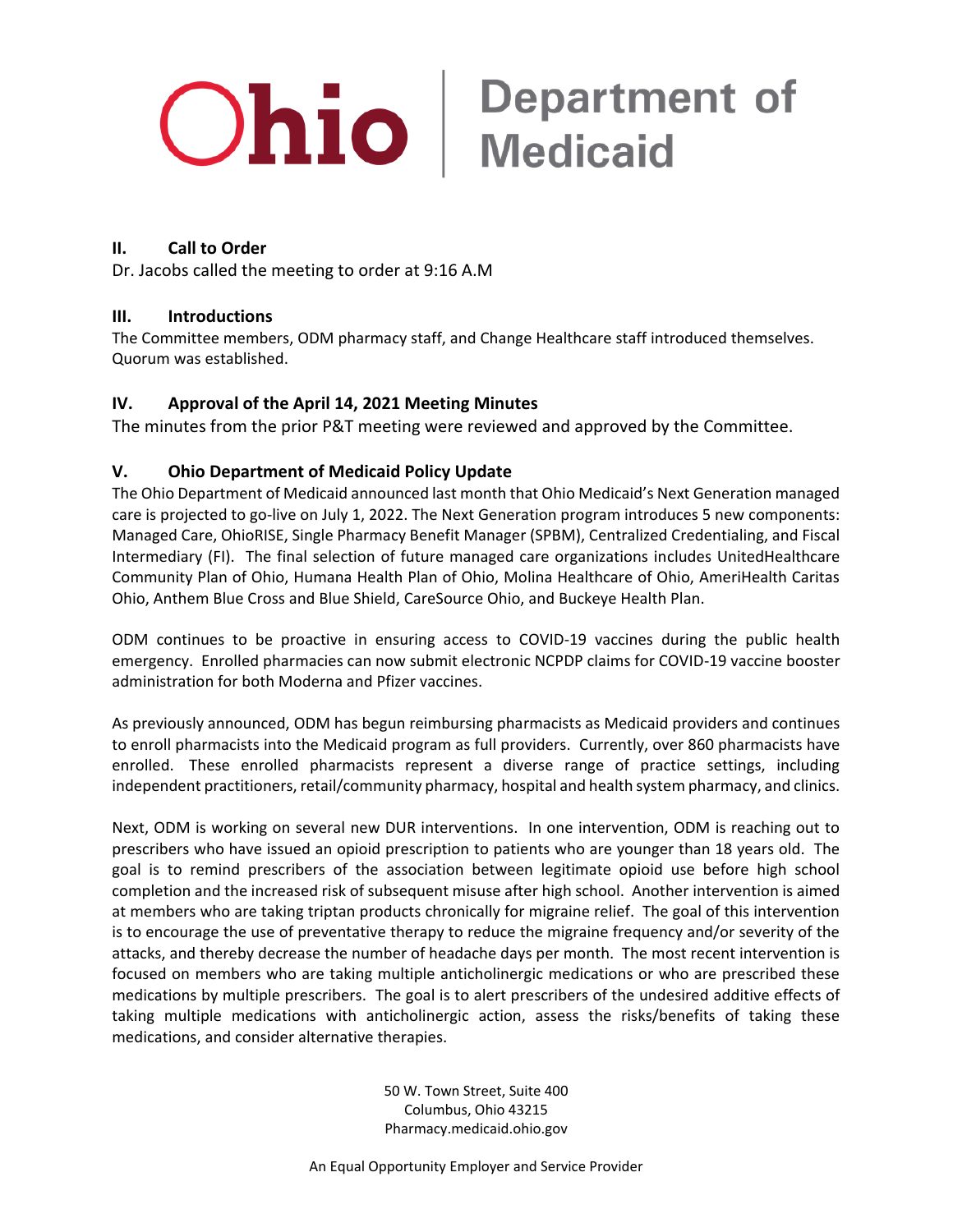## II. Call to Order

Dr. Jacobs called the meeting to order at 9:16 A.M

## III. Introductions

The Committee members, ODM pharmacy staff, and Change Healthcare staff introduced themselves. Quorum was established.

## IV. Approval of the April 14, 2021 Meeting Minutes

The minutes from the prior P&T meeting were reviewed and approved by the Committee.

## V. Ohio Department of Medicaid Policy Update

The Ohio Department of Medicaid announced last month that Ohio Medicaid's Next Generation managed care is projected to go-live on July 1, 2022. The Next Generation program introduces 5 new components: Managed Care, OhioRISE, Single Pharmacy Benefit Manager (SPBM), Centralized Credentialing, and Fiscal Intermediary (FI). The final selection of future managed care organizations includes UnitedHealthcare Community Plan of Ohio, Humana Health Plan of Ohio, Molina Healthcare of Ohio, AmeriHealth Caritas Ohio, Anthem Blue Cross and Blue Shield, CareSource Ohio, and Buckeye Health Plan.

ODM continues to be proactive in ensuring access to COVID-19 vaccines during the public health emergency. Enrolled pharmacies can now submit electronic NCPDP claims for COVID-19 vaccine booster administration for both Moderna and Pfizer vaccines.

As previously announced, ODM has begun reimbursing pharmacists as Medicaid providers and continues to enroll pharmacists into the Medicaid program as full providers. Currently, over 860 pharmacists have enrolled. These enrolled pharmacists represent a diverse range of practice settings, including independent practitioners, retail/community pharmacy, hospital and health system pharmacy, and clinics.

Next, ODM is working on several new DUR interventions. In one intervention, ODM is reaching out to prescribers who have issued an opioid prescription to patients who are younger than 18 years old. The goal is to remind prescribers of the association between legitimate opioid use before high school completion and the increased risk of subsequent misuse after high school. Another intervention is aimed at members who are taking triptan products chronically for migraine relief. The goal of this intervention is to encourage the use of preventative therapy to reduce the migraine frequency and/or severity of the attacks, and thereby decrease the number of headache days per month. The most recent intervention is focused on members who are taking multiple anticholinergic medications or who are prescribed these medications by multiple prescribers. The goal is to alert prescribers of the undesired additive effects of taking multiple medications with anticholinergic action, assess the risks/benefits of taking these medications, and consider alternative therapies.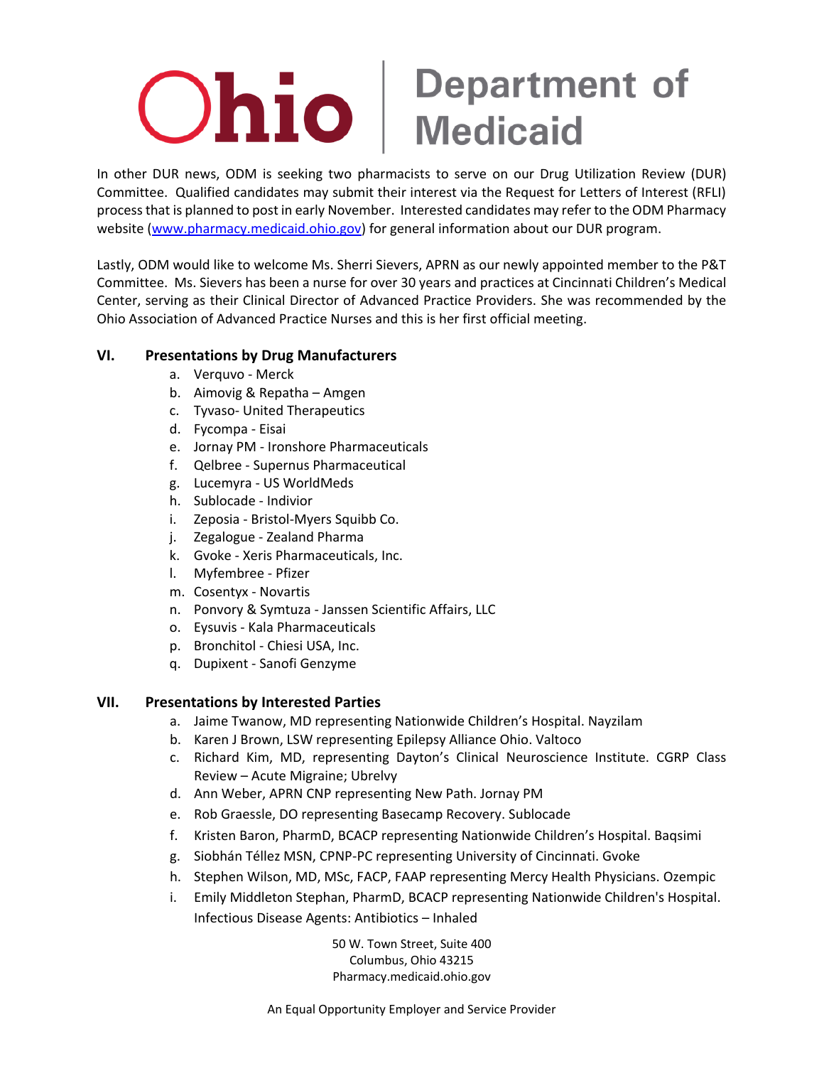In other DUR news, ODM is seeking two pharmacists to serve on our Drug Utilization Review (DUR) Committee. Qualified candidates may submit their interest via the Request for Letters of Interest (RFLI) process that is planned to post in early November. Interested candidates may refer to the ODM Pharmacy website (www.pharmacy.medicaid.ohio.gov) for general information about our DUR program.

Lastly, ODM would like to welcome Ms. Sherri Sievers, APRN as our newly appointed member to the P&T Committee. Ms. Sievers has been a nurse for over 30 years and practices at Cincinnati Children's Medical Center, serving as their Clinical Director of Advanced Practice Providers. She was recommended by the Ohio Association of Advanced Practice Nurses and this is her first official meeting.

## VI. Presentations by Drug Manufacturers

a. Verquvo - Merck
b. Aimovig & Repatha – Amgen
c. Tyvaso- United Therapeutics
d. Fycompa - Eisai
e. Jornay PM - Ironshore Pharmaceuticals
f. Qelbree - Supernus Pharmaceutical
g. Lucemyra - US WorldMeds
h. Sublocade - Indivior
i. Zeposia - Bristol-Myers Squibb Co.
j. Zegalogue - Zealand Pharma
k. Gvoke - Xeris Pharmaceuticals, Inc.
l. Myfembree - Pfizer
m. Cosentyx - Novartis
n. Ponvory & Symtuza - Janssen Scientific Affairs, LLC
o. Eysuvis - Kala Pharmaceuticals
p. Bronchitol - Chiesi USA, Inc.
q. Dupixent - Sanofi Genzyme

## VII. Presentations by Interested Parties

a. Jaime Twanow, MD representing Nationwide Children's Hospital. Nayzilam
b. Karen J Brown, LSW representing Epilepsy Alliance Ohio. Valtoco
c. Richard Kim, MD, representing Dayton's Clinical Neuroscience Institute. CGRP Class Review – Acute Migraine; Ubrelvy
d. Ann Weber, APRN CNP representing New Path. Jornay PM
e. Rob Graessle, DO representing Basecamp Recovery. Sublocade
f. Kristen Baron, PharmD, BCACP representing Nationwide Children's Hospital. Baqsimi
g. Siobhán Téllez MSN, CPNP-PC representing University of Cincinnati. Gvoke
h. Stephen Wilson, MD, MSc, FACP, FAAP representing Mercy Health Physicians. Ozempic
i. Emily Middleton Stephan, PharmD, BCACP representing Nationwide Children's Hospital. Infectious Disease Agents: Antibiotics – Inhaled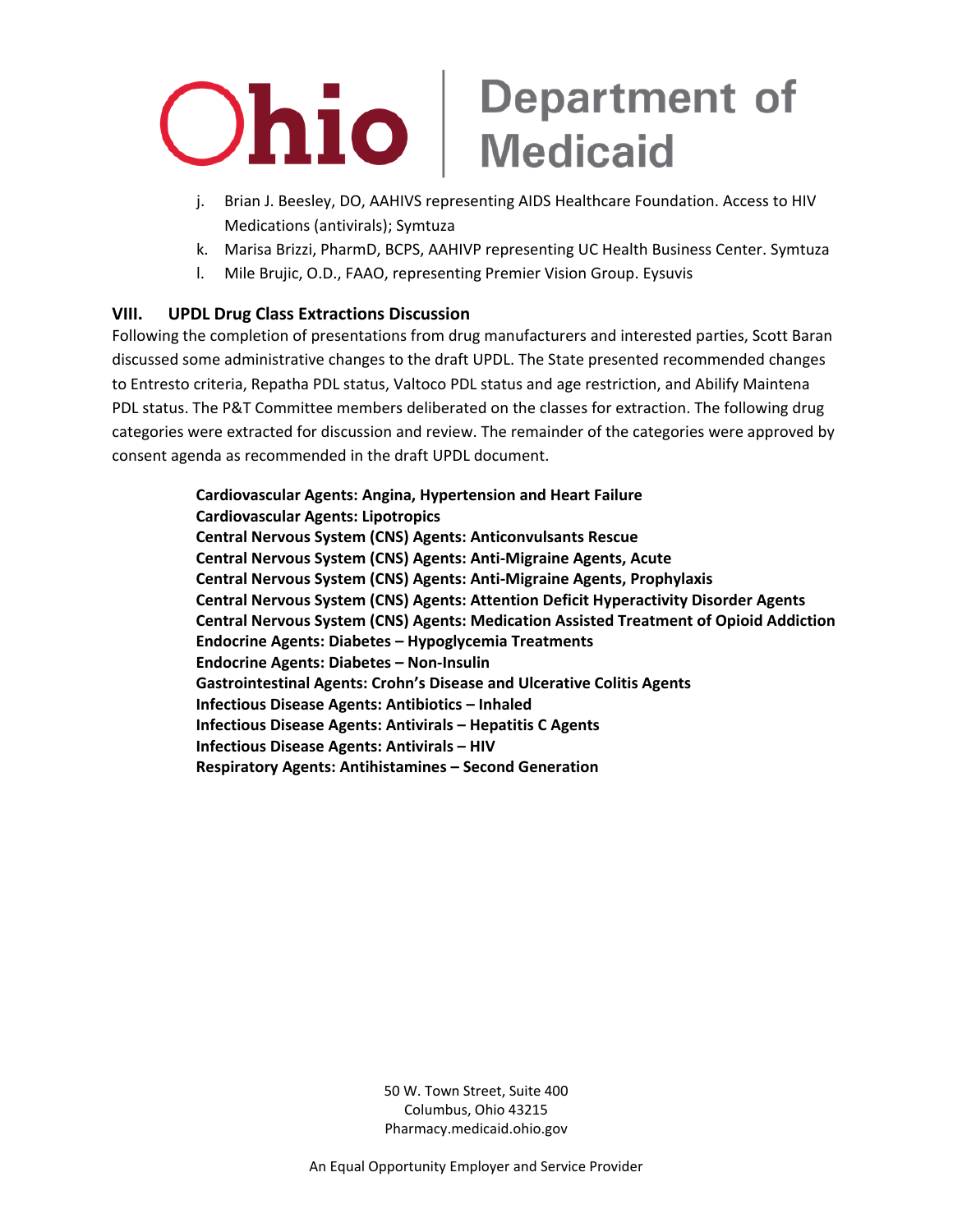j. Brian J. Beesley, DO, AAHIVS representing AIDS Healthcare Foundation. Access to HIV Medications (antivirals); Symtuza
k. Marisa Brizzi, PharmD, BCPS, AAHIVP representing UC Health Business Center. Symtuza
l. Mile Brujic, O.D., FAAO, representing Premier Vision Group. Eysuvis

## VIII. UPDL Drug Class Extractions Discussion

Following the completion of presentations from drug manufacturers and interested parties, Scott Baran discussed some administrative changes to the draft UPDL. The State presented recommended changes to Entresto criteria, Repatha PDL status, Valtoco PDL status and age restriction, and Abilify Maintena PDL status. The P&T Committee members deliberated on the classes for extraction. The following drug categories were extracted for discussion and review. The remainder of the categories were approved by consent agenda as recommended in the draft UPDL document.

**Cardiovascular Agents: Angina, Hypertension and Heart Failure**
**Cardiovascular Agents: Lipotropics**
**Central Nervous System (CNS) Agents: Anticonvulsants Rescue**
**Central Nervous System (CNS) Agents: Anti-Migraine Agents, Acute**
**Central Nervous System (CNS) Agents: Anti-Migraine Agents, Prophylaxis**
**Central Nervous System (CNS) Agents: Attention Deficit Hyperactivity Disorder Agents**
**Central Nervous System (CNS) Agents: Medication Assisted Treatment of Opioid Addiction**
**Endocrine Agents: Diabetes – Hypoglycemia Treatments**
**Endocrine Agents: Diabetes – Non-Insulin**
**Gastrointestinal Agents: Crohn's Disease and Ulcerative Colitis Agents**
**Infectious Disease Agents: Antibiotics – Inhaled**
**Infectious Disease Agents: Antivirals – Hepatitis C Agents**
**Infectious Disease Agents: Antivirals – HIV**
**Respiratory Agents: Antihistamines – Second Generation**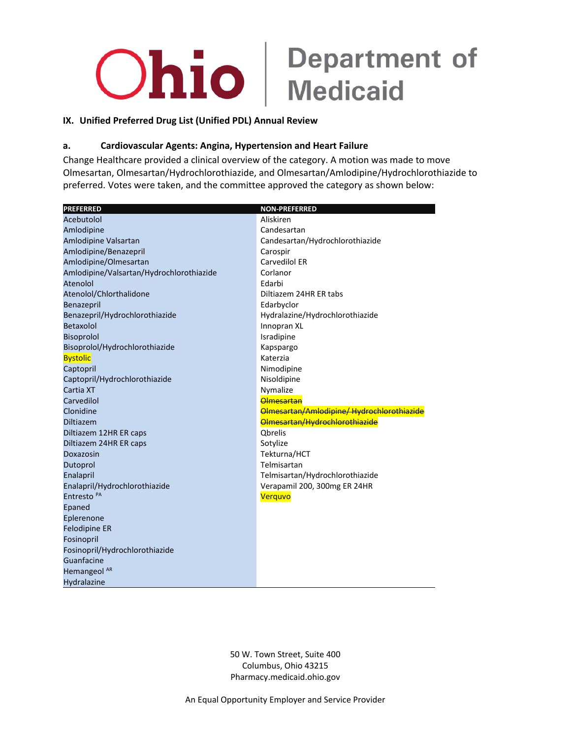## IX. Unified Preferred Drug List (Unified PDL) Annual Review

### a. Cardiovascular Agents: Angina, Hypertension and Heart Failure

Change Healthcare provided a clinical overview of the category. A motion was made to move Olmesartan, Olmesartan/Hydrochlorothiazide, and Olmesartan/Amlodipine/Hydrochlorothiazide to preferred. Votes were taken, and the committee approved the category as shown below:

| PREFERRED | NON-PREFERRED |
|---|---|
| Acebutolol | Aliskiren |
| Amlodipine | Candesartan |
| Amlodipine Valsartan | Candesartan/Hydrochlorothiazide |
| Amlodipine/Benazepril | Carospir |
| Amlodipine/Olmesartan | Carvedilol ER |
| Amlodipine/Valsartan/Hydrochlorothiazide | Corlanor |
| Atenolol | Edarbi |
| Atenolol/Chlorthalidone | Diltiazem 24HR ER tabs |
| Benazepril | Edarbyclor |
| Benazepril/Hydrochlorothiazide | Hydralazine/Hydrochlorothiazide |
| Betaxolol | Innopran XL |
| Bisoprolol | Isradipine |
| Bisoprolol/Hydrochlorothiazide | Kapspargo |
| Bystolic | Katerzia |
| Captopril | Nimodipine |
| Captopril/Hydrochlorothiazide | Nisoldipine |
| Cartia XT | Nymalize |
| Carvedilol | ~~Olmesartan~~ |
| Clonidine | ~~Olmesartan/Amlodipine/ Hydrochlorothiazide~~ |
| Diltiazem | ~~Olmesartan/Hydrochlorothiazide~~ |
| Diltiazem 12HR ER caps | Qbrelis |
| Diltiazem 24HR ER caps | Sotylize |
| Doxazosin | Tekturna/HCT |
| Dutoprol | Telmisartan |
| Enalapril | Telmisartan/Hydrochlorothiazide |
| Enalapril/Hydrochlorothiazide | Verapamil 200, 300mg ER 24HR |
| Entresto [PA] | Verquvo |
| Epaned | |
| Eplerenone | |
| Felodipine ER | |
| Fosinopril | |
| Fosinopril/Hydrochlorothiazide | |
| Guanfacine | |
| Hemangeol [AR] | |
| Hydralazine | |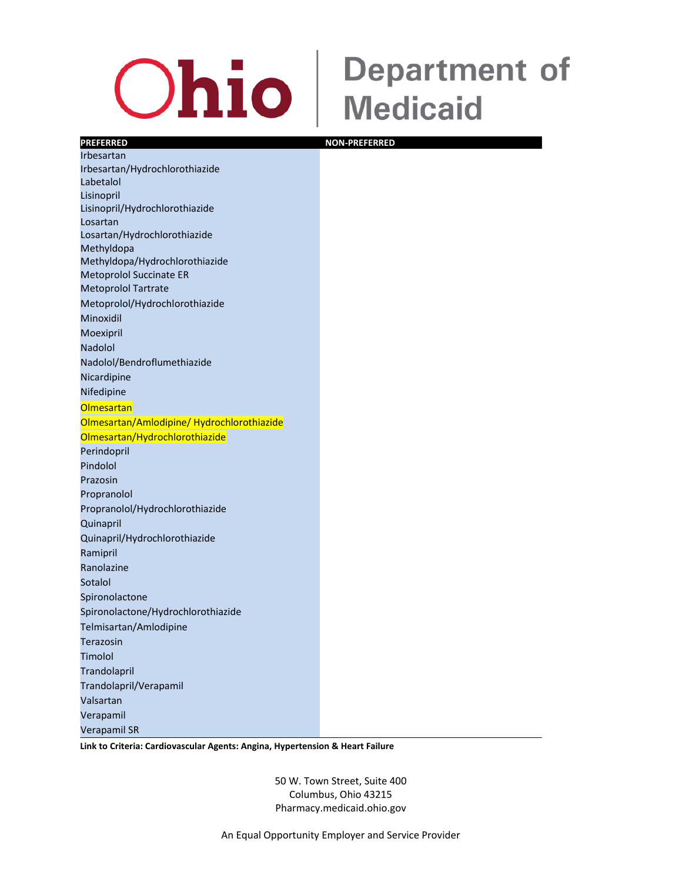| PREFERRED | NON-PREFERRED |
|---|---|
| Irbesartan | |
| Irbesartan/Hydrochlorothiazide | |
| Labetalol | |
| Lisinopril | |
| Lisinopril/Hydrochlorothiazide | |
| Losartan | |
| Losartan/Hydrochlorothiazide | |
| Methyldopa | |
| Methyldopa/Hydrochlorothiazide | |
| Metoprolol Succinate ER | |
| Metoprolol Tartrate | |
| Metoprolol/Hydrochlorothiazide | |
| Minoxidil | |
| Moexipril | |
| Nadolol | |
| Nadolol/Bendroflumethiazide | |
| Nicardipine | |
| Nifedipine | |
| Olmesartan | |
| Olmesartan/Amlodipine/ Hydrochlorothiazide | |
| Olmesartan/Hydrochlorothiazide | |
| Perindopril | |
| Pindolol | |
| Prazosin | |
| Propranolol | |
| Propranolol/Hydrochlorothiazide | |
| Quinapril | |
| Quinapril/Hydrochlorothiazide | |
| Ramipril | |
| Ranolazine | |
| Sotalol | |
| Spironolactone | |
| Spironolactone/Hydrochlorothiazide | |
| Telmisartan/Amlodipine | |
| Terazosin | |
| Timolol | |
| Trandolapril | |
| Trandolapril/Verapamil | |
| Valsartan | |
| Verapamil | |
| Verapamil SR | |

**Link to Criteria: Cardiovascular Agents: Angina, Hypertension & Heart Failure**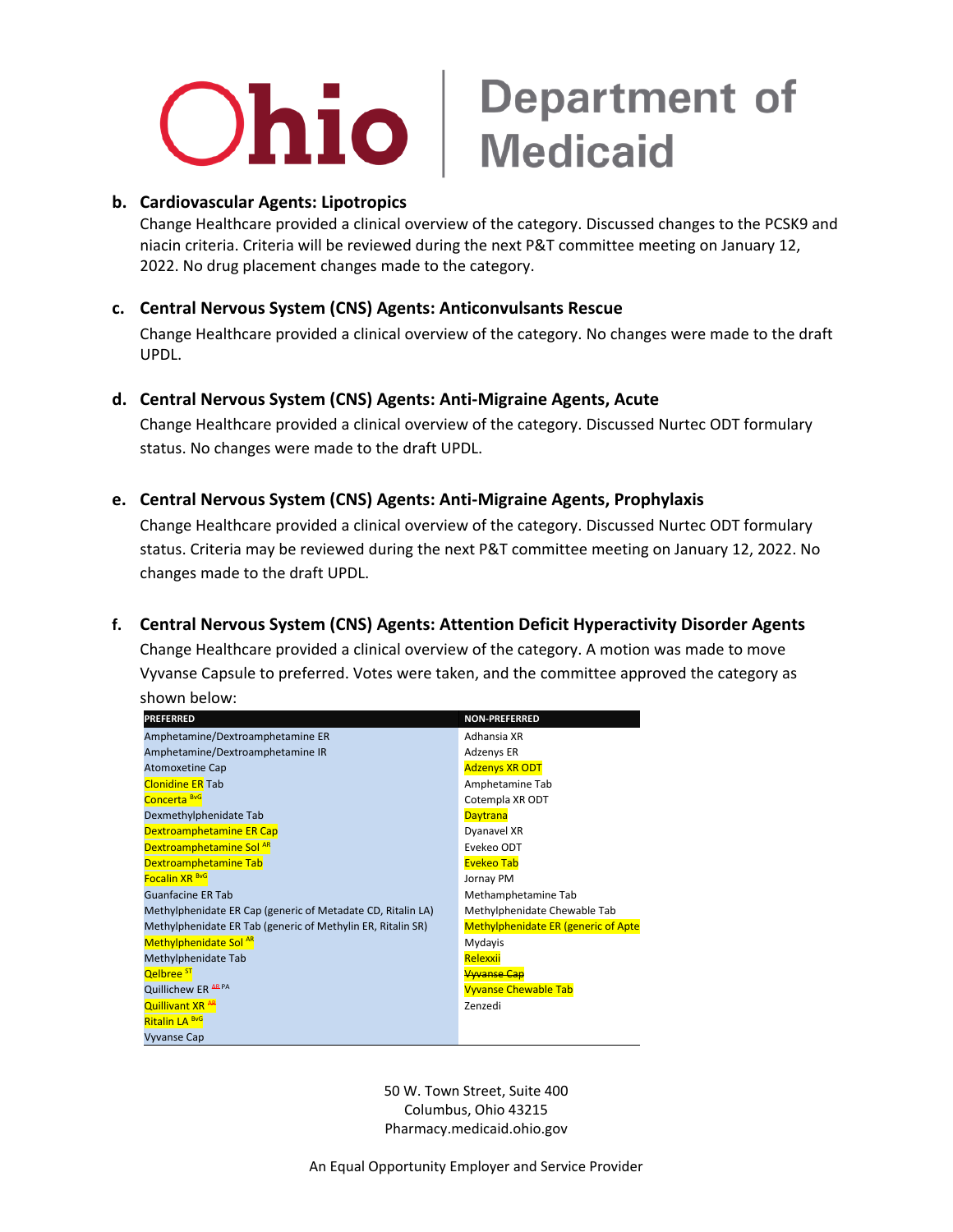**b. Cardiovascular Agents: Lipotropics**

Change Healthcare provided a clinical overview of the category. Discussed changes to the PCSK9 and niacin criteria. Criteria will be reviewed during the next P&T committee meeting on January 12, 2022. No drug placement changes made to the category.

**c. Central Nervous System (CNS) Agents: Anticonvulsants Rescue**

Change Healthcare provided a clinical overview of the category. No changes were made to the draft UPDL.

**d. Central Nervous System (CNS) Agents: Anti-Migraine Agents, Acute**

Change Healthcare provided a clinical overview of the category. Discussed Nurtec ODT formulary status. No changes were made to the draft UPDL.

**e. Central Nervous System (CNS) Agents: Anti-Migraine Agents, Prophylaxis**

Change Healthcare provided a clinical overview of the category. Discussed Nurtec ODT formulary status. Criteria may be reviewed during the next P&T committee meeting on January 12, 2022. No changes made to the draft UPDL.

**f. Central Nervous System (CNS) Agents: Attention Deficit Hyperactivity Disorder Agents**

Change Healthcare provided a clinical overview of the category. A motion was made to move Vyvanse Capsule to preferred. Votes were taken, and the committee approved the category as shown below:

| PREFERRED | NON-PREFERRED |
|---|---|
| Amphetamine/Dextroamphetamine ER | Adhansia XR |
| Amphetamine/Dextroamphetamine IR | Adzenys ER |
| Atomoxetine Cap | Adzenys XR ODT |
| Clonidine ER Tab | Amphetamine Tab |
| Concerta BvG | Cotempla XR ODT |
| Dexmethylphenidate Tab | Daytrana |
| Dextroamphetamine ER Cap | Dyanavel XR |
| Dextroamphetamine Sol AR | Evekeo ODT |
| Dextroamphetamine Tab | Evekeo Tab |
| Focalin XR BvG | Jornay PM |
| Guanfacine ER Tab | Methamphetamine Tab |
| Methylphenidate ER Cap (generic of Metadate CD, Ritalin LA) | Methylphenidate Chewable Tab |
| Methylphenidate ER Tab (generic of Methylin ER, Ritalin SR) | Methylphenidate ER (generic of Apte |
| Methylphenidate Sol AR | Mydayis |
| Methylphenidate Tab | Relexxii |
| Qelbree ST | ~~Vyvanse Cap~~ |
| Quillichew ER ~~AR~~ PA | Vyvanse Chewable Tab |
| Quillivant XR ~~AR~~ | Zenzedi |
| Ritalin LA BvG | |
| Vyvanse Cap | |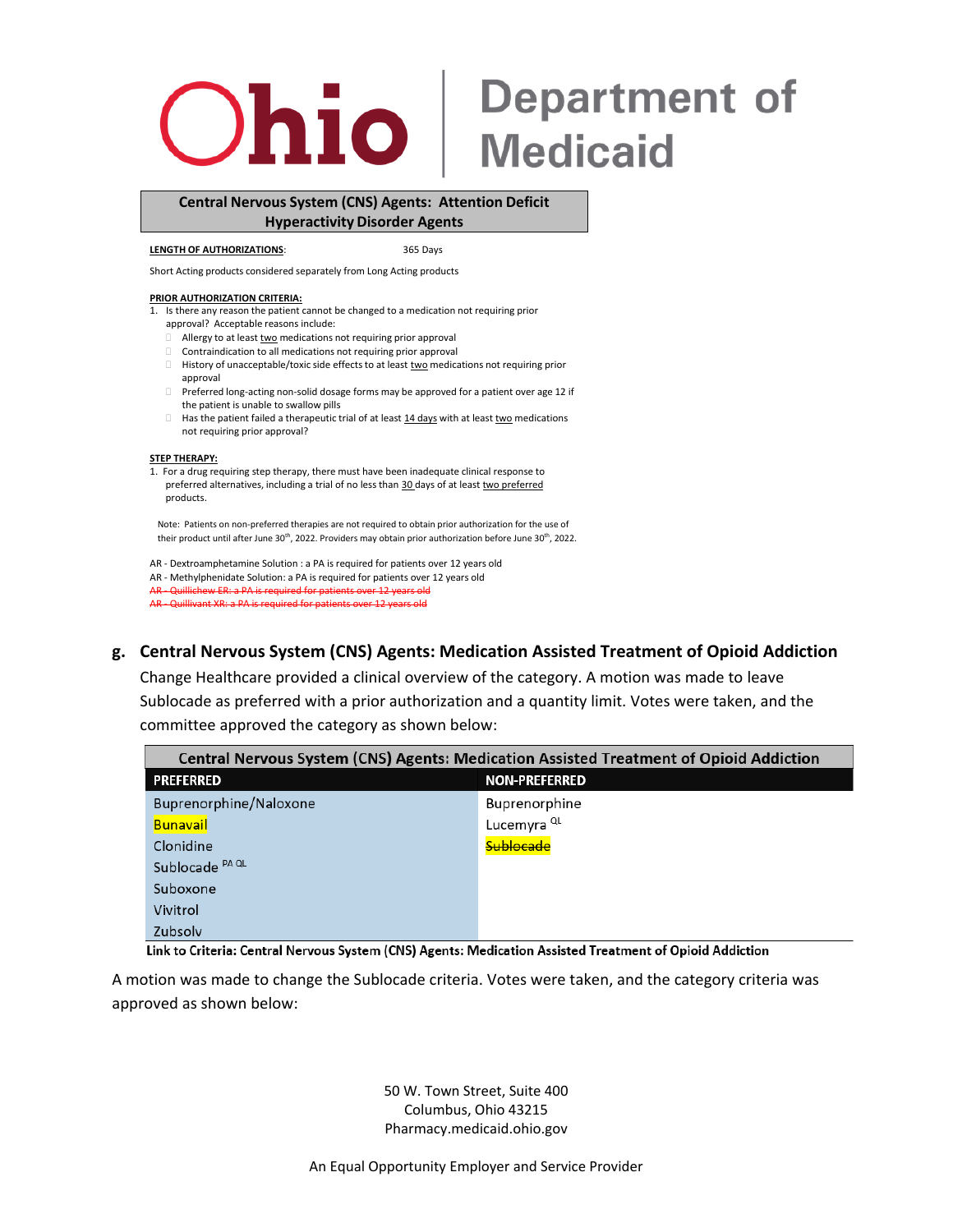**Central Nervous System (CNS) Agents: Attention Deficit Hyperactivity Disorder Agents**

**LENGTH OF AUTHORIZATIONS**: 365 Days

Short Acting products considered separately from Long Acting products

**PRIOR AUTHORIZATION CRITERIA:**

1. Is there any reason the patient cannot be changed to a medication not requiring prior approval? Acceptable reasons include:
   - Allergy to at least two medications not requiring prior approval
   - Contraindication to all medications not requiring prior approval
   - History of unacceptable/toxic side effects to at least two medications not requiring prior approval
   - Preferred long-acting non-solid dosage forms may be approved for a patient over age 12 if the patient is unable to swallow pills
   - Has the patient failed a therapeutic trial of at least 14 days with at least two medications not requiring prior approval?

**STEP THERAPY:**

1. For a drug requiring step therapy, there must have been inadequate clinical response to preferred alternatives, including a trial of no less than 30 days of at least two preferred products.

Note: Patients on non-preferred therapies are not required to obtain prior authorization for the use of their product until after June 30th, 2022. Providers may obtain prior authorization before June 30th, 2022.

AR - Dextroamphetamine Solution : a PA is required for patients over 12 years old
AR - Methylphenidate Solution: a PA is required for patients over 12 years old
~~AR - Quillichew ER: a PA is required for patients over 12 years old~~
~~AR - Quillivant XR: a PA is required for patients over 12 years old~~

## g. Central Nervous System (CNS) Agents: Medication Assisted Treatment of Opioid Addiction

Change Healthcare provided a clinical overview of the category. A motion was made to leave Sublocade as preferred with a prior authorization and a quantity limit. Votes were taken, and the committee approved the category as shown below:

| Central Nervous System (CNS) Agents: Medication Assisted Treatment of Opioid Addiction | |
|---|---|
| **PREFERRED** | **NON-PREFERRED** |
| Buprenorphine/Naloxone | Buprenorphine |
| Bunavail | Lucemyra QL |
| Clonidine | ~~Sublocade~~ |
| Sublocade PA QL | |
| Suboxone | |
| Vivitrol | |
| Zubsolv | |

Link to Criteria: Central Nervous System (CNS) Agents: Medication Assisted Treatment of Opioid Addiction

A motion was made to change the Sublocade criteria. Votes were taken, and the category criteria was approved as shown below: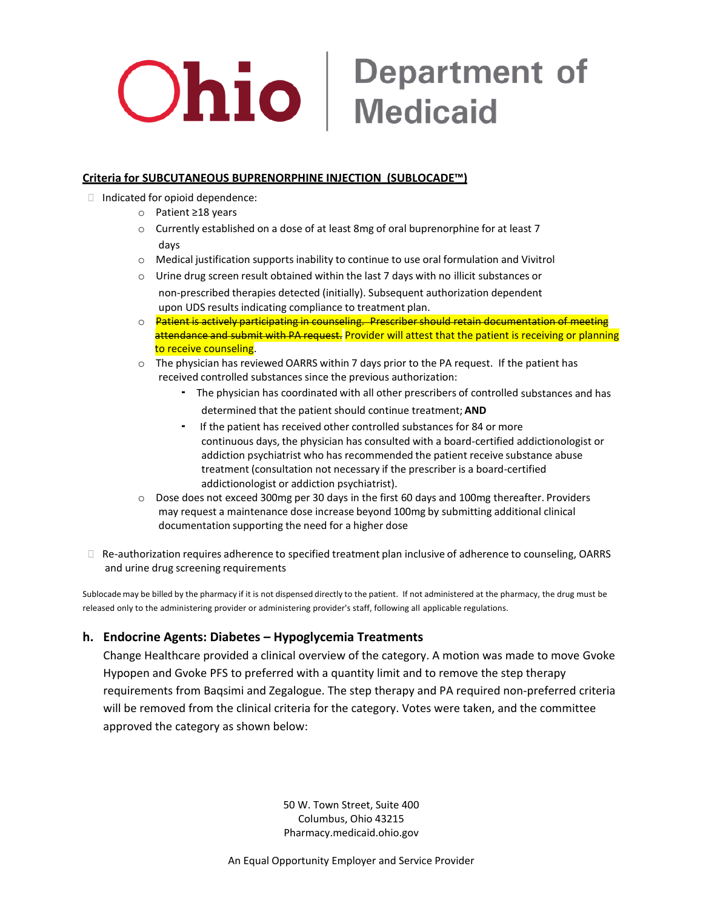**Criteria for SUBCUTANEOUS BUPRENORPHINE INJECTION (SUBLOCADE™)**

- Indicated for opioid dependence:
  - Patient ≥18 years
  - Currently established on a dose of at least 8mg of oral buprenorphine for at least 7 days
  - Medical justification supports inability to continue to use oral formulation and Vivitrol
  - Urine drug screen result obtained within the last 7 days with no illicit substances or non-prescribed therapies detected (initially). Subsequent authorization dependent upon UDS results indicating compliance to treatment plan.
  - ~~Patient is actively participating in counseling. Prescriber should retain documentation of meeting attendance and submit with PA request.~~ Provider will attest that the patient is receiving or planning to receive counseling.
  - The physician has reviewed OARRS within 7 days prior to the PA request. If the patient has received controlled substances since the previous authorization:
    - The physician has coordinated with all other prescribers of controlled substances and has determined that the patient should continue treatment; **AND**
    - If the patient has received other controlled substances for 84 or more continuous days, the physician has consulted with a board-certified addictionologist or addiction psychiatrist who has recommended the patient receive substance abuse treatment (consultation not necessary if the prescriber is a board-certified addictionologist or addiction psychiatrist).
  - Dose does not exceed 300mg per 30 days in the first 60 days and 100mg thereafter. Providers may request a maintenance dose increase beyond 100mg by submitting additional clinical documentation supporting the need for a higher dose
- Re-authorization requires adherence to specified treatment plan inclusive of adherence to counseling, OARRS and urine drug screening requirements

Sublocade may be billed by the pharmacy if it is not dispensed directly to the patient. If not administered at the pharmacy, the drug must be released only to the administering provider or administering provider's staff, following all applicable regulations.

### h. Endocrine Agents: Diabetes – Hypoglycemia Treatments

Change Healthcare provided a clinical overview of the category. A motion was made to move Gvoke Hypopen and Gvoke PFS to preferred with a quantity limit and to remove the step therapy requirements from Baqsimi and Zegalogue. The step therapy and PA required non-preferred criteria will be removed from the clinical criteria for the category. Votes were taken, and the committee approved the category as shown below: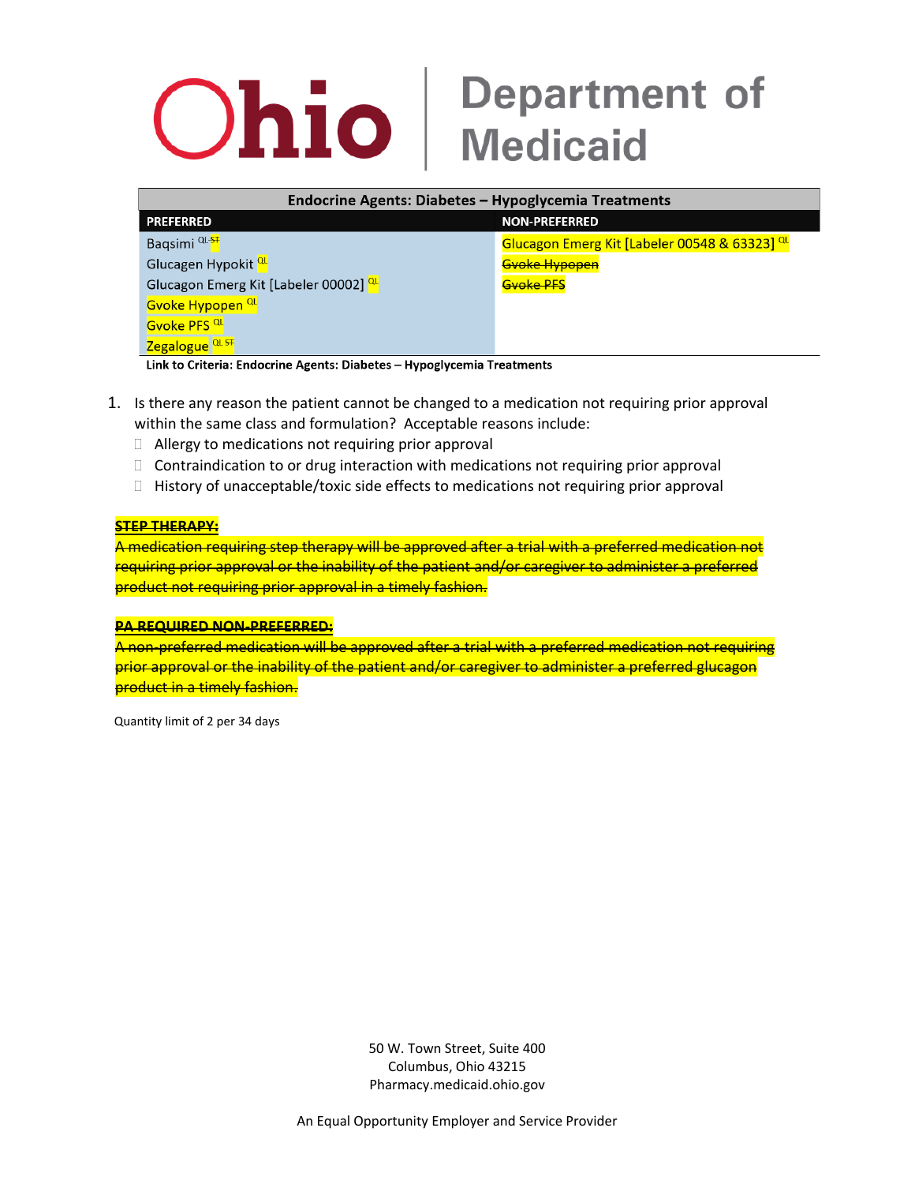# Ohio | Department of Medicaid

| Endocrine Agents: Diabetes – Hypoglycemia Treatments | |
|---|---|
| **PREFERRED** | **NON-PREFERRED** |
| Baqsimi QL ~~ST~~ | Glucagon Emerg Kit [Labeler 00548 & 63323] QL |
| Glucagen Hypokit QL | ~~Gvoke Hypopen~~ |
| Glucagon Emerg Kit [Labeler 00002] QL | ~~Gvoke PFS~~ |
| Gvoke Hypopen QL | |
| Gvoke PFS QL | |
| Zegalogue QL ~~ST~~ | |

**Link to Criteria: Endocrine Agents: Diabetes – Hypoglycemia Treatments**

1. Is there any reason the patient cannot be changed to a medication not requiring prior approval within the same class and formulation? Acceptable reasons include:
   - Allergy to medications not requiring prior approval
   - Contraindication to or drug interaction with medications not requiring prior approval
   - History of unacceptable/toxic side effects to medications not requiring prior approval

~~**STEP THERAPY:**~~

~~A medication requiring step therapy will be approved after a trial with a preferred medication not requiring prior approval or the inability of the patient and/or caregiver to administer a preferred product not requiring prior approval in a timely fashion.~~

~~**PA REQUIRED NON-PREFERRED:**~~

~~A non-preferred medication will be approved after a trial with a preferred medication not requiring prior approval or the inability of the patient and/or caregiver to administer a preferred glucagon product in a timely fashion.~~

Quantity limit of 2 per 34 days

50 W. Town Street, Suite 400
Columbus, Ohio 43215
Pharmacy.medicaid.ohio.gov

An Equal Opportunity Employer and Service Provider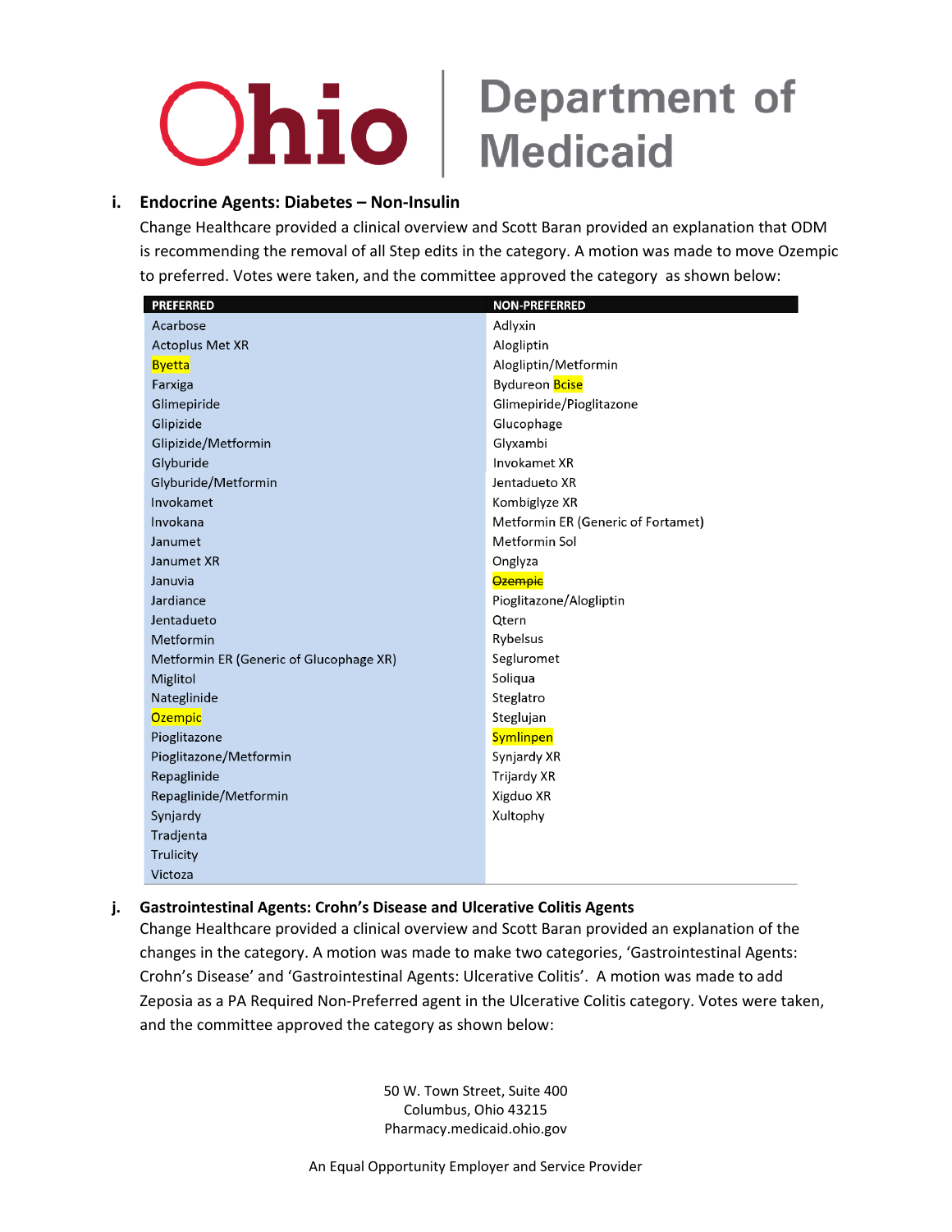i. **Endocrine Agents: Diabetes – Non-Insulin**

Change Healthcare provided a clinical overview and Scott Baran provided an explanation that ODM is recommending the removal of all Step edits in the category. A motion was made to move Ozempic to preferred. Votes were taken, and the committee approved the category as shown below:

| PREFERRED | NON-PREFERRED |
|---|---|
| Acarbose | Adlyxin |
| Actoplus Met XR | Alogliptin |
| Byetta | Alogliptin/Metformin |
| Farxiga | Bydureon Bcise |
| Glimepiride | Glimepiride/Pioglitazone |
| Glipizide | Glucophage |
| Glipizide/Metformin | Glyxambi |
| Glyburide | Invokamet XR |
| Glyburide/Metformin | Jentadueto XR |
| Invokamet | Kombiglyze XR |
| Invokana | Metformin ER (Generic of Fortamet) |
| Janumet | Metformin Sol |
| Janumet XR | Onglyza |
| Januvia | ~~Ozempic~~ |
| Jardiance | Pioglitazone/Alogliptin |
| Jentadueto | Qtern |
| Metformin | Rybelsus |
| Metformin ER (Generic of Glucophage XR) | Segluromet |
| Miglitol | Soliqua |
| Nateglinide | Steglatro |
| Ozempic | Steglujan |
| Pioglitazone | Symlinpen |
| Pioglitazone/Metformin | Synjardy XR |
| Repaglinide | Trijardy XR |
| Repaglinide/Metformin | Xigduo XR |
| Synjardy | Xultophy |
| Tradjenta | |
| Trulicity | |
| Victoza | |

j. **Gastrointestinal Agents: Crohn's Disease and Ulcerative Colitis Agents**

Change Healthcare provided a clinical overview and Scott Baran provided an explanation of the changes in the category. A motion was made to make two categories, 'Gastrointestinal Agents: Crohn's Disease' and 'Gastrointestinal Agents: Ulcerative Colitis'. A motion was made to add Zeposia as a PA Required Non-Preferred agent in the Ulcerative Colitis category. Votes were taken, and the committee approved the category as shown below: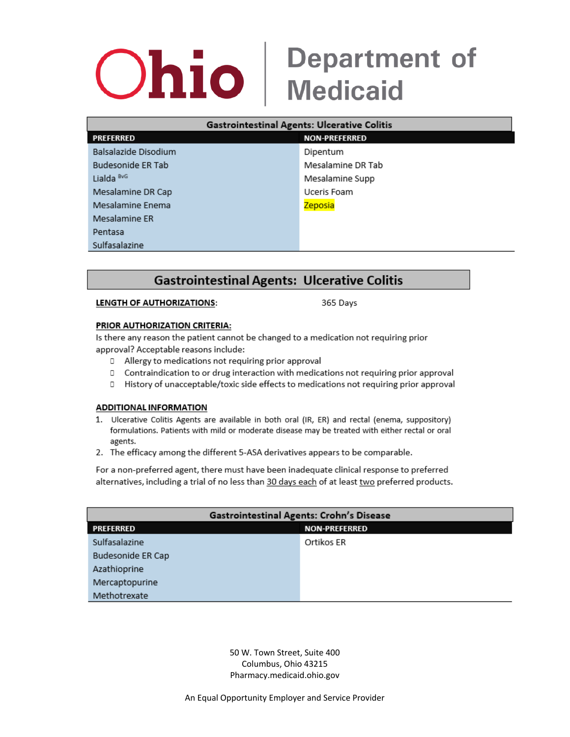Ohio | Department of Medicaid

| Gastrointestinal Agents: Ulcerative Colitis | |
|---|---|
| **PREFERRED** | **NON-PREFERRED** |
| Balsalazide Disodium | Dipentum |
| Budesonide ER Tab | Mesalamine DR Tab |
| Lialda [BvG] | Mesalamine Supp |
| Mesalamine DR Cap | Uceris Foam |
| Mesalamine Enema | Zeposia |
| Mesalamine ER | |
| Pentasa | |
| Sulfasalazine | |

## Gastrointestinal Agents: Ulcerative Colitis

**LENGTH OF AUTHORIZATIONS:** 365 Days

**PRIOR AUTHORIZATION CRITERIA:**

Is there any reason the patient cannot be changed to a medication not requiring prior approval? Acceptable reasons include:

- Allergy to medications not requiring prior approval
- Contraindication to or drug interaction with medications not requiring prior approval
- History of unacceptable/toxic side effects to medications not requiring prior approval

**ADDITIONAL INFORMATION**

1. Ulcerative Colitis Agents are available in both oral (IR, ER) and rectal (enema, suppository) formulations. Patients with mild or moderate disease may be treated with either rectal or oral agents.
2. The efficacy among the different 5-ASA derivatives appears to be comparable.

For a non-preferred agent, there must have been inadequate clinical response to preferred alternatives, including a trial of no less than 30 days each of at least two preferred products.

| Gastrointestinal Agents: Crohn's Disease | |
|---|---|
| **PREFERRED** | **NON-PREFERRED** |
| Sulfasalazine | Ortikos ER |
| Budesonide ER Cap | |
| Azathioprine | |
| Mercaptopurine | |
| Methotrexate | |

50 W. Town Street, Suite 400
Columbus, Ohio 43215
Pharmacy.medicaid.ohio.gov

An Equal Opportunity Employer and Service Provider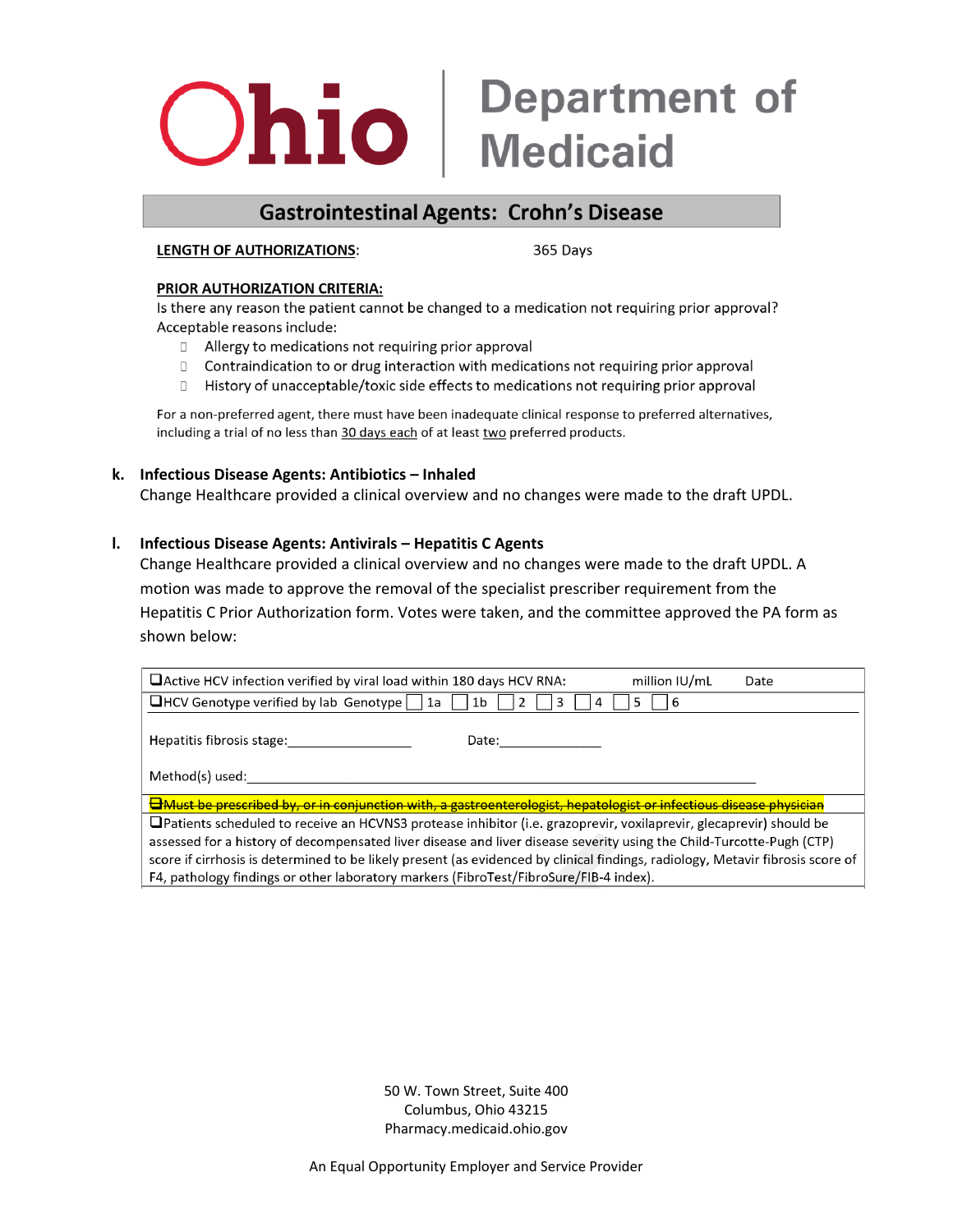# Ohio | Department of Medicaid

## Gastrointestinal Agents: Crohn's Disease

**LENGTH OF AUTHORIZATIONS**: 365 Days

**PRIOR AUTHORIZATION CRITERIA:**

Is there any reason the patient cannot be changed to a medication not requiring prior approval? Acceptable reasons include:

- Allergy to medications not requiring prior approval
- Contraindication to or drug interaction with medications not requiring prior approval
- History of unacceptable/toxic side effects to medications not requiring prior approval

For a non-preferred agent, there must have been inadequate clinical response to preferred alternatives, including a trial of no less than 30 days each of at least two preferred products.

**k. Infectious Disease Agents: Antibiotics – Inhaled**

Change Healthcare provided a clinical overview and no changes were made to the draft UPDL.

**l. Infectious Disease Agents: Antivirals – Hepatitis C Agents**

Change Healthcare provided a clinical overview and no changes were made to the draft UPDL. A motion was made to approve the removal of the specialist prescriber requirement from the Hepatitis C Prior Authorization form. Votes were taken, and the committee approved the PA form as shown below:

| |
|---|
| ❑Active HCV infection verified by viral load within 180 days HCV RNA: ______ million IU/mL Date ______ |
| ❑HCV Genotype verified by lab Genotype ☐ 1a ☐ 1b ☐ 2 ☐ 3 ☐ 4 ☐ 5 ☐ 6 <br><br> Hepatitis fibrosis stage:________________ Date:______________ <br><br> Method(s) used:_______________________________________________ |
| ~~❑Must be prescribed by, or in conjunction with, a gastroenterologist, hepatologist or infectious disease physician~~ |
| ❑Patients scheduled to receive an HCVNS3 protease inhibitor (i.e. grazoprevir, voxilaprevir, glecaprevir) should be assessed for a history of decompensated liver disease and liver disease severity using the Child-Turcotte-Pugh (CTP) score if cirrhosis is determined to be likely present (as evidenced by clinical findings, radiology, Metavir fibrosis score of F4, pathology findings or other laboratory markers (FibroTest/FibroSure/FIB-4 index). |

50 W. Town Street, Suite 400
Columbus, Ohio 43215
Pharmacy.medicaid.ohio.gov

An Equal Opportunity Employer and Service Provider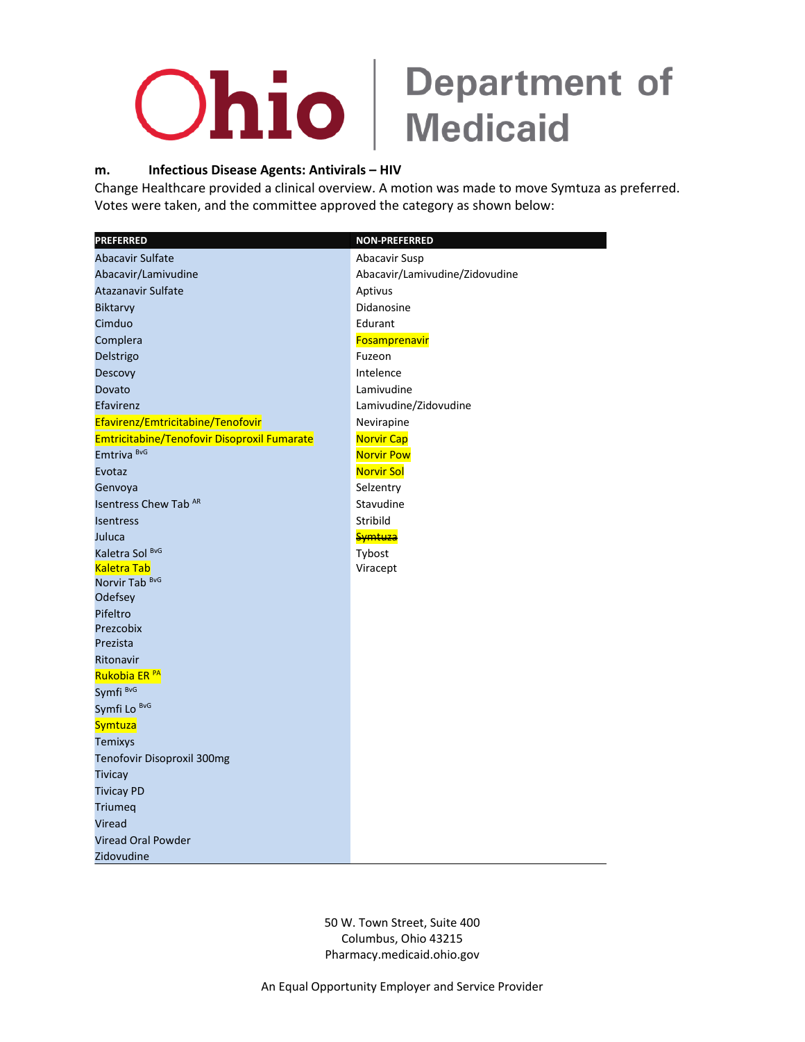**m. Infectious Disease Agents: Antivirals – HIV**

Change Healthcare provided a clinical overview. A motion was made to move Symtuza as preferred. Votes were taken, and the committee approved the category as shown below:

| PREFERRED | NON-PREFERRED |
|---|---|
| Abacavir Sulfate | Abacavir Susp |
| Abacavir/Lamivudine | Abacavir/Lamivudine/Zidovudine |
| Atazanavir Sulfate | Aptivus |
| Biktarvy | Didanosine |
| Cimduo | Edurant |
| Complera | Fosamprenavir |
| Delstrigo | Fuzeon |
| Descovy | Intelence |
| Dovato | Lamivudine |
| Efavirenz | Lamivudine/Zidovudine |
| Efavirenz/Emtricitabine/Tenofovir | Nevirapine |
| Emtricitabine/Tenofovir Disoproxil Fumarate | Norvir Cap |
| Emtriva [BvG] | Norvir Pow |
| Evotaz | Norvir Sol |
| Genvoya | Selzentry |
| Isentress Chew Tab [AR] | Stavudine |
| Isentress | Stribild |
| Juluca | ~~Symtuza~~ |
| Kaletra Sol [BvG] | Tybost |
| Kaletra Tab | Viracept |
| Norvir Tab [BvG] | |
| Odefsey | |
| Pifeltro | |
| Prezcobix | |
| Prezista | |
| Ritonavir | |
| Rukobia ER [PA] | |
| Symfi [BvG] | |
| Symfi Lo [BvG] | |
| Symtuza | |
| Temixys | |
| Tenofovir Disoproxil 300mg | |
| Tivicay | |
| Tivicay PD | |
| Triumeq | |
| Viread | |
| Viread Oral Powder | |
| Zidovudine | |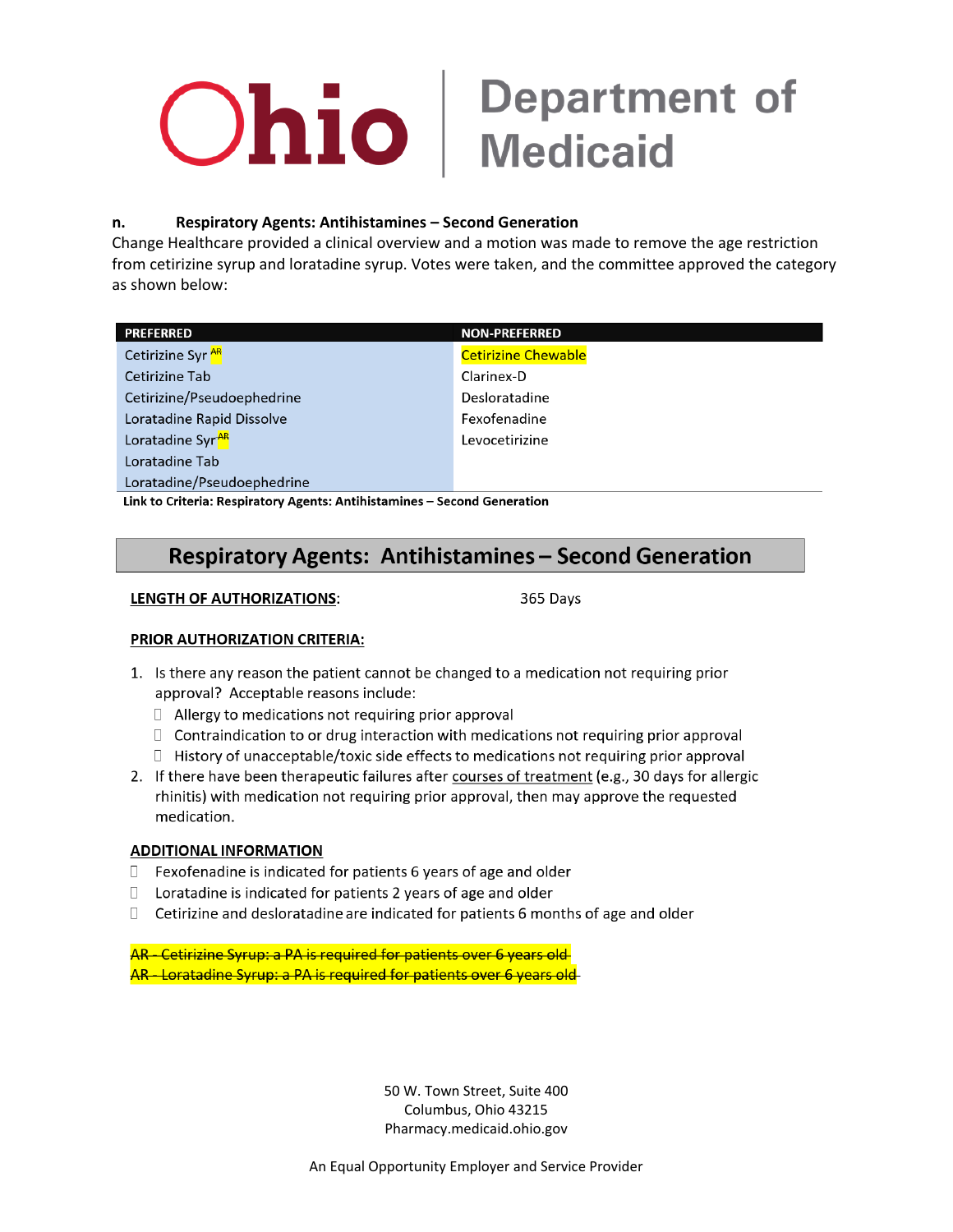# Ohio | Department of Medicaid

**n. Respiratory Agents: Antihistamines – Second Generation**

Change Healthcare provided a clinical overview and a motion was made to remove the age restriction from cetirizine syrup and loratadine syrup. Votes were taken, and the committee approved the category as shown below:

| PREFERRED | NON-PREFERRED |
|---|---|
| Cetirizine Syr [AR] | Cetirizine Chewable |
| Cetirizine Tab | Clarinex-D |
| Cetirizine/Pseudoephedrine | Desloratadine |
| Loratadine Rapid Dissolve | Fexofenadine |
| Loratadine Syr [AR] | Levocetirizine |
| Loratadine Tab | |
| Loratadine/Pseudoephedrine | |

**Link to Criteria: Respiratory Agents: Antihistamines – Second Generation**

## Respiratory Agents: Antihistamines – Second Generation

**LENGTH OF AUTHORIZATIONS**: 365 Days

**PRIOR AUTHORIZATION CRITERIA:**

1. Is there any reason the patient cannot be changed to a medication not requiring prior approval? Acceptable reasons include:
   - Allergy to medications not requiring prior approval
   - Contraindication to or drug interaction with medications not requiring prior approval
   - History of unacceptable/toxic side effects to medications not requiring prior approval
2. If there have been therapeutic failures after courses of treatment (e.g., 30 days for allergic rhinitis) with medication not requiring prior approval, then may approve the requested medication.

**ADDITIONAL INFORMATION**

- Fexofenadine is indicated for patients 6 years of age and older
- Loratadine is indicated for patients 2 years of age and older
- Cetirizine and desloratadine are indicated for patients 6 months of age and older

~~AR - Cetirizine Syrup: a PA is required for patients over 6 years old~~
~~AR - Loratadine Syrup: a PA is required for patients over 6 years old~~

50 W. Town Street, Suite 400
Columbus, Ohio 43215
Pharmacy.medicaid.ohio.gov

An Equal Opportunity Employer and Service Provider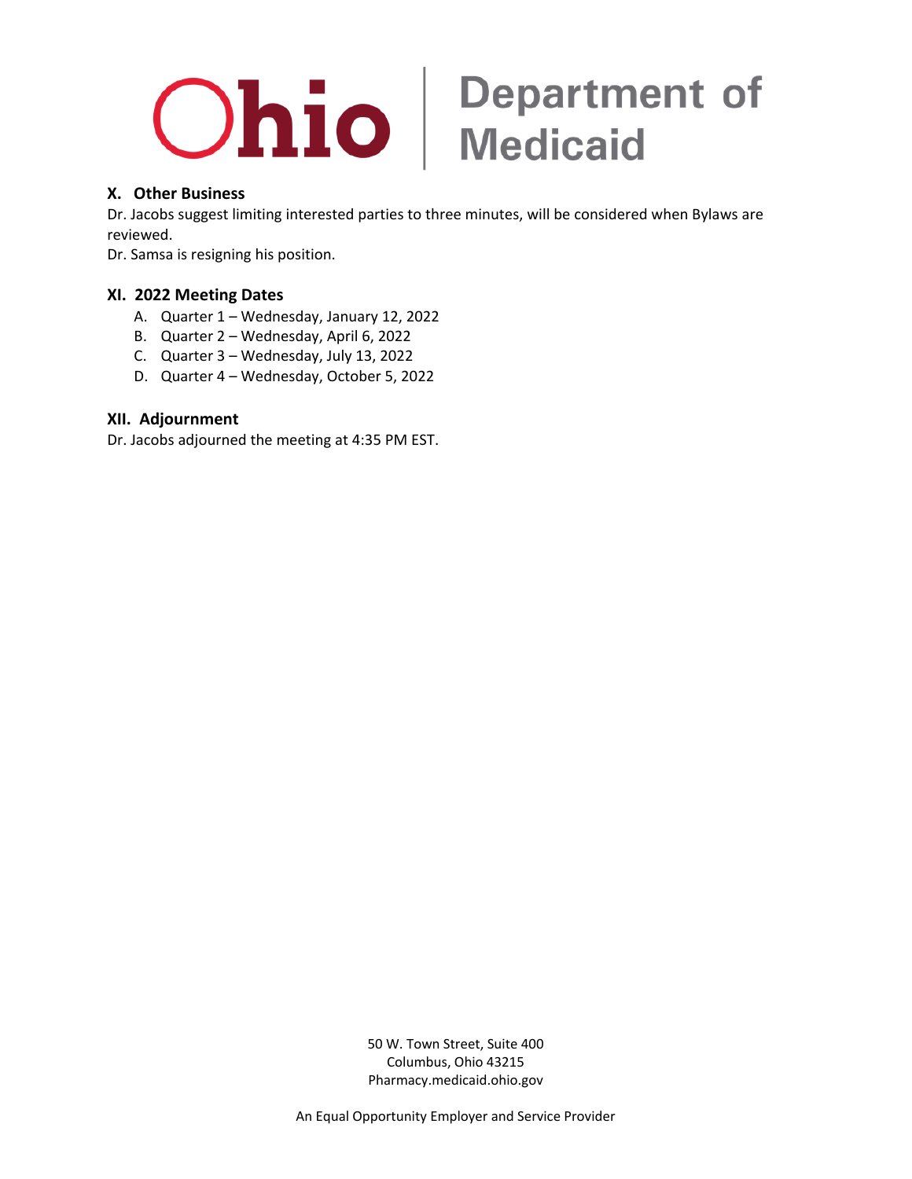## X. Other Business

Dr. Jacobs suggest limiting interested parties to three minutes, will be considered when Bylaws are reviewed.

Dr. Samsa is resigning his position.

## XI. 2022 Meeting Dates

A. Quarter 1 – Wednesday, January 12, 2022
B. Quarter 2 – Wednesday, April 6, 2022
C. Quarter 3 – Wednesday, July 13, 2022
D. Quarter 4 – Wednesday, October 5, 2022

## XII. Adjournment

Dr. Jacobs adjourned the meeting at 4:35 PM EST.